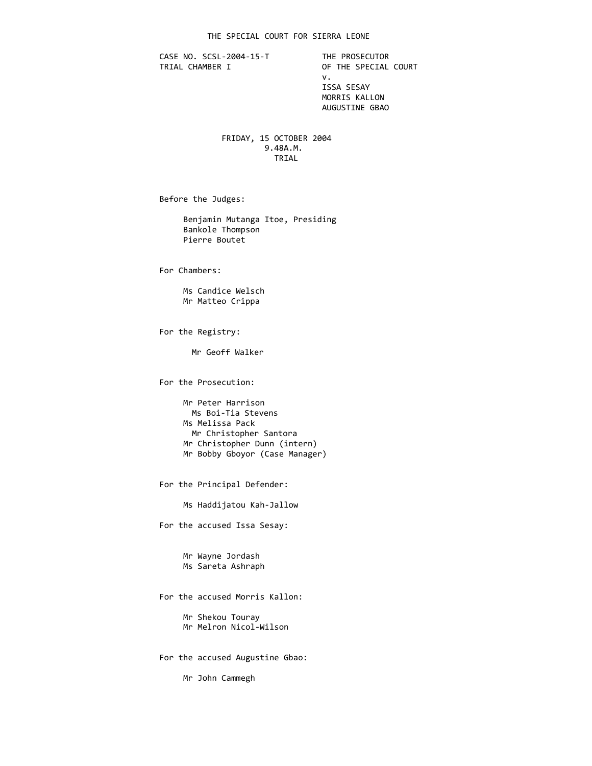# THE SPECIAL COURT FOR SIERRA LEONE

CASE NO. SCSL-2004-15-T
TRIAL CHAMBER I

THE PROSECUTOR
OF THE SPECIAL COURT
v.
ISSA SESAY
MORRIS KALLON
AUGUSTINE GBAO

FRIDAY, 15 OCTOBER 2004
9.48A.M.
TRIAL

Before the Judges:

Benjamin Mutanga Itoe, Presiding
Bankole Thompson
Pierre Boutet

For Chambers:

Ms Candice Welsch
Mr Matteo Crippa

For the Registry:

Mr Geoff Walker

For the Prosecution:

Mr Peter Harrison
Ms Boi-Tia Stevens
Ms Melissa Pack
Mr Christopher Santora
Mr Christopher Dunn (intern)
Mr Bobby Gboyor (Case Manager)

For the Principal Defender:

Ms Haddijatou Kah-Jallow

For the accused Issa Sesay:

Mr Wayne Jordash
Ms Sareta Ashraph

For the accused Morris Kallon:

Mr Shekou Touray
Mr Melron Nicol-Wilson

For the accused Augustine Gbao:

Mr John Cammegh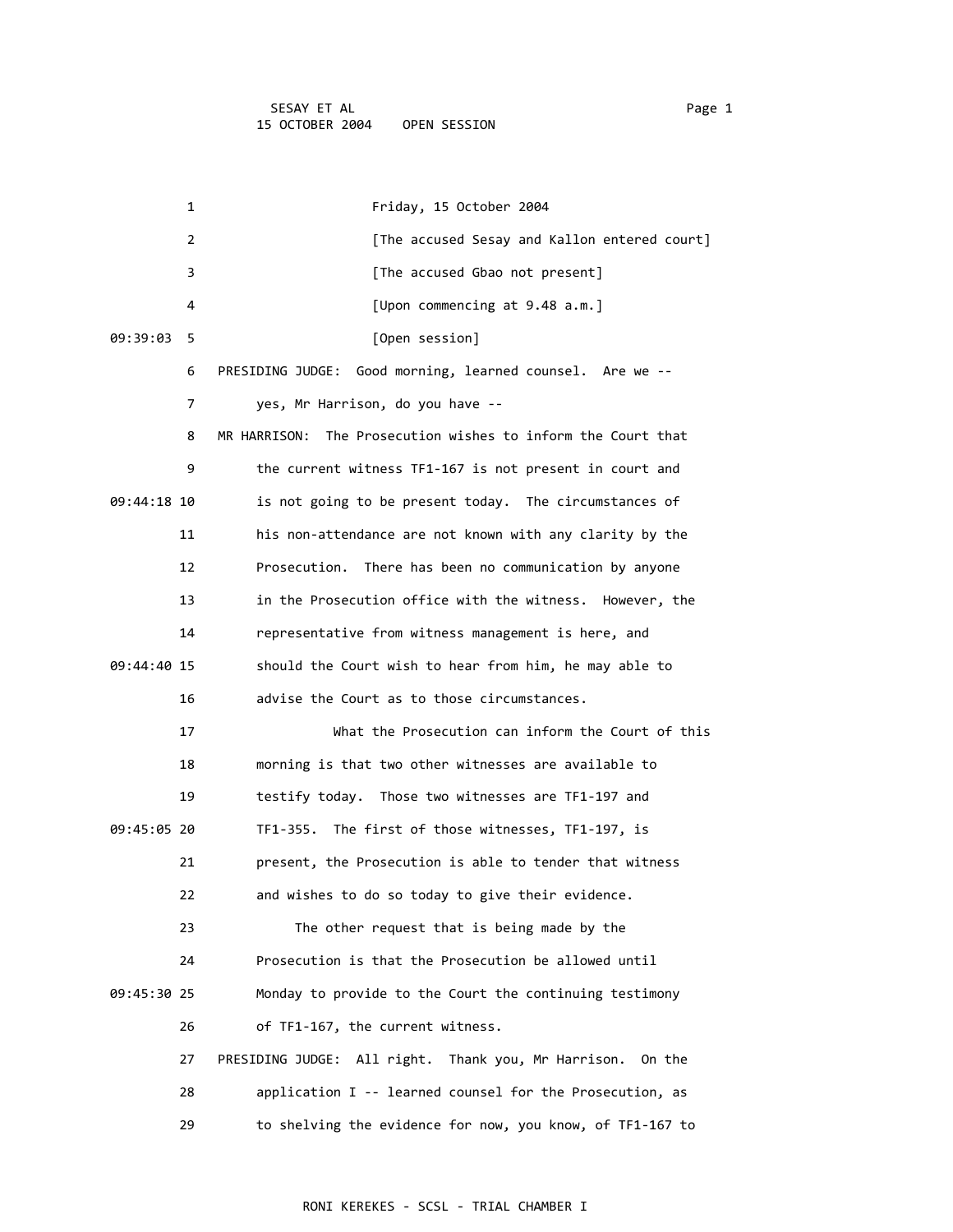Friday, 15 October 2004

[The accused Sesay and Kallon entered court]

[The accused Gbao not present]

[Upon commencing at 9.48 a.m.]

[Open session]

PRESIDING JUDGE: Good morning, learned counsel. Are we -- yes, Mr Harrison, do you have --

MR HARRISON: The Prosecution wishes to inform the Court that the current witness TF1-167 is not present in court and is not going to be present today. The circumstances of his non-attendance are not known with any clarity by the Prosecution. There has been no communication by anyone in the Prosecution office with the witness. However, the representative from witness management is here, and should the Court wish to hear from him, he may able to advise the Court as to those circumstances.

What the Prosecution can inform the Court of this morning is that two other witnesses are available to testify today. Those two witnesses are TF1-197 and TF1-355. The first of those witnesses, TF1-197, is present, the Prosecution is able to tender that witness and wishes to do so today to give their evidence.

The other request that is being made by the Prosecution is that the Prosecution be allowed until Monday to provide to the Court the continuing testimony of TF1-167, the current witness.

PRESIDING JUDGE: All right. Thank you, Mr Harrison. On the application I -- learned counsel for the Prosecution, as to shelving the evidence for now, you know, of TF1-167 to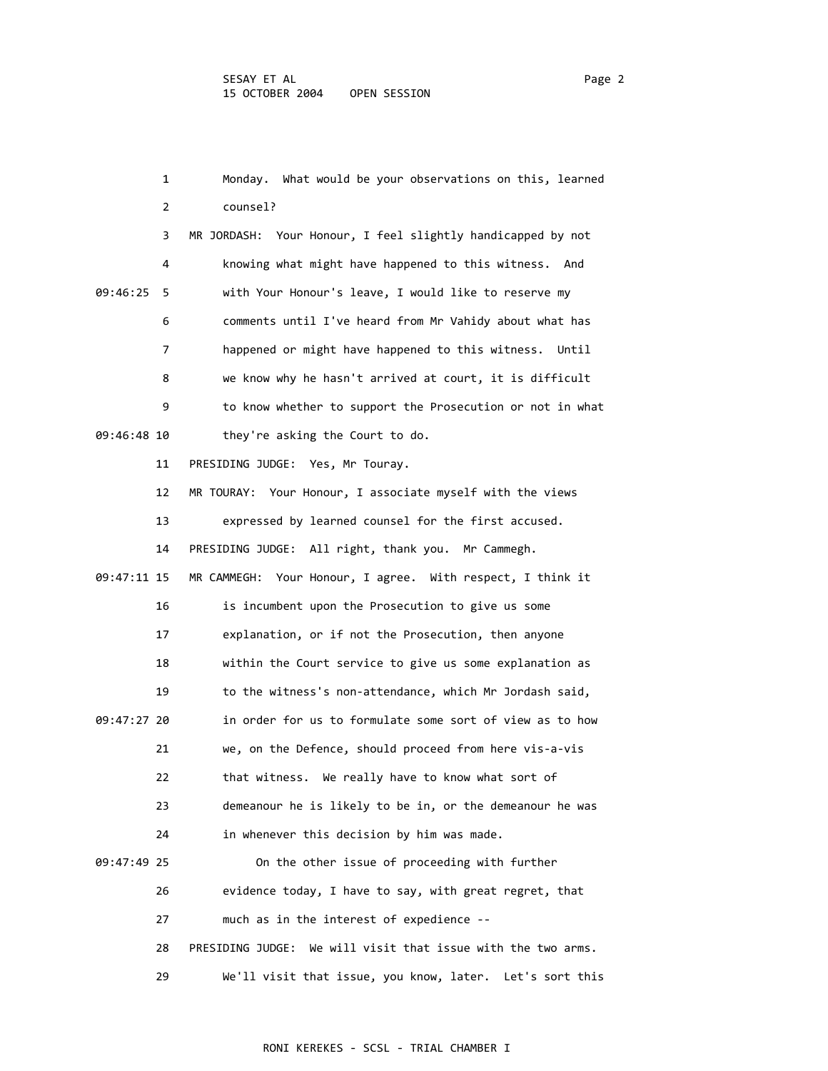Monday. What would be your observations on this, learned counsel?

MR JORDASH: Your Honour, I feel slightly handicapped by not knowing what might have happened to this witness. And with Your Honour's leave, I would like to reserve my comments until I've heard from Mr Vahidy about what has happened or might have happened to this witness. Until we know why he hasn't arrived at court, it is difficult to know whether to support the Prosecution or not in what they're asking the Court to do.

PRESIDING JUDGE: Yes, Mr Touray.

MR TOURAY: Your Honour, I associate myself with the views expressed by learned counsel for the first accused.

PRESIDING JUDGE: All right, thank you. Mr Cammegh.

MR CAMMEGH: Your Honour, I agree. With respect, I think it is incumbent upon the Prosecution to give us some explanation, or if not the Prosecution, then anyone within the Court service to give us some explanation as to the witness's non-attendance, which Mr Jordash said, in order for us to formulate some sort of view as to how we, on the Defence, should proceed from here vis-a-vis that witness. We really have to know what sort of demeanour he is likely to be in, or the demeanour he was in whenever this decision by him was made.

On the other issue of proceeding with further evidence today, I have to say, with great regret, that much as in the interest of expedience --

PRESIDING JUDGE: We will visit that issue with the two arms. We'll visit that issue, you know, later. Let's sort this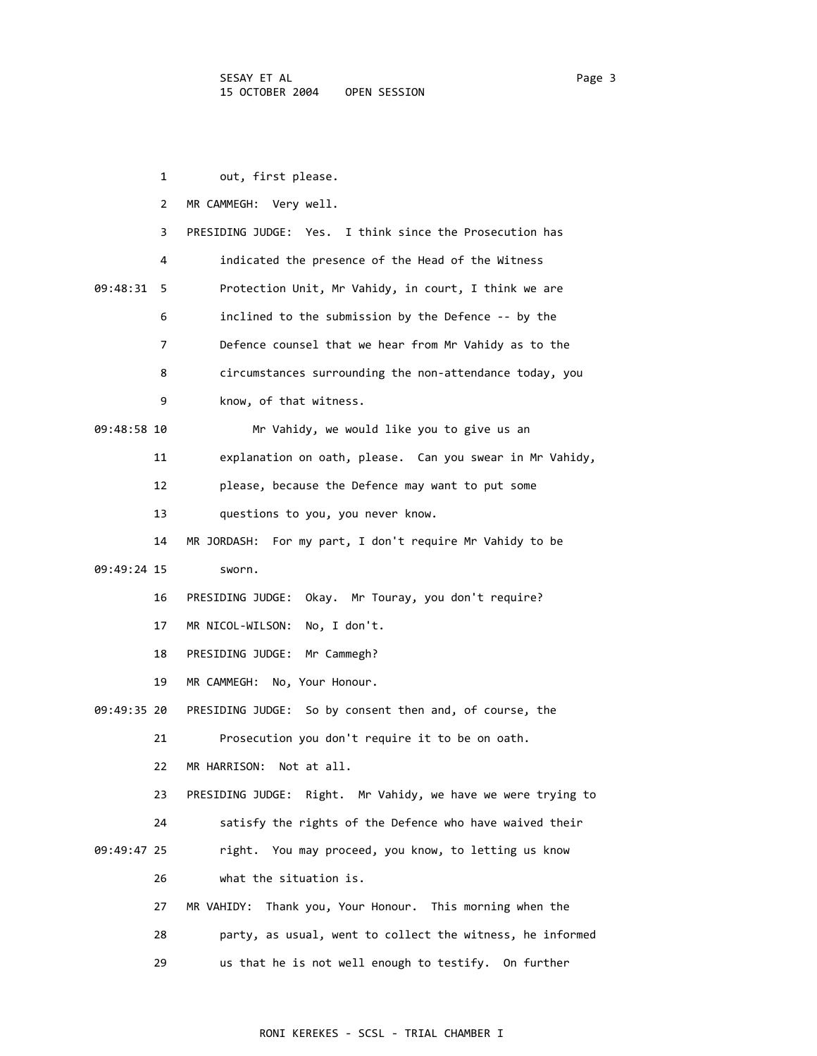out, first please.

MR CAMMEGH: Very well.

PRESIDING JUDGE: Yes. I think since the Prosecution has indicated the presence of the Head of the Witness Protection Unit, Mr Vahidy, in court, I think we are inclined to the submission by the Defence -- by the Defence counsel that we hear from Mr Vahidy as to the circumstances surrounding the non-attendance today, you know, of that witness.

Mr Vahidy, we would like you to give us an explanation on oath, please. Can you swear in Mr Vahidy, please, because the Defence may want to put some questions to you, you never know.

MR JORDASH: For my part, I don't require Mr Vahidy to be sworn.

PRESIDING JUDGE: Okay. Mr Touray, you don't require?

MR NICOL-WILSON: No, I don't.

PRESIDING JUDGE: Mr Cammegh?

MR CAMMEGH: No, Your Honour.

PRESIDING JUDGE: So by consent then and, of course, the Prosecution you don't require it to be on oath.

MR HARRISON: Not at all.

PRESIDING JUDGE: Right. Mr Vahidy, we have we were trying to satisfy the rights of the Defence who have waived their right. You may proceed, you know, to letting us know what the situation is.

MR VAHIDY: Thank you, Your Honour. This morning when the party, as usual, went to collect the witness, he informed us that he is not well enough to testify. On further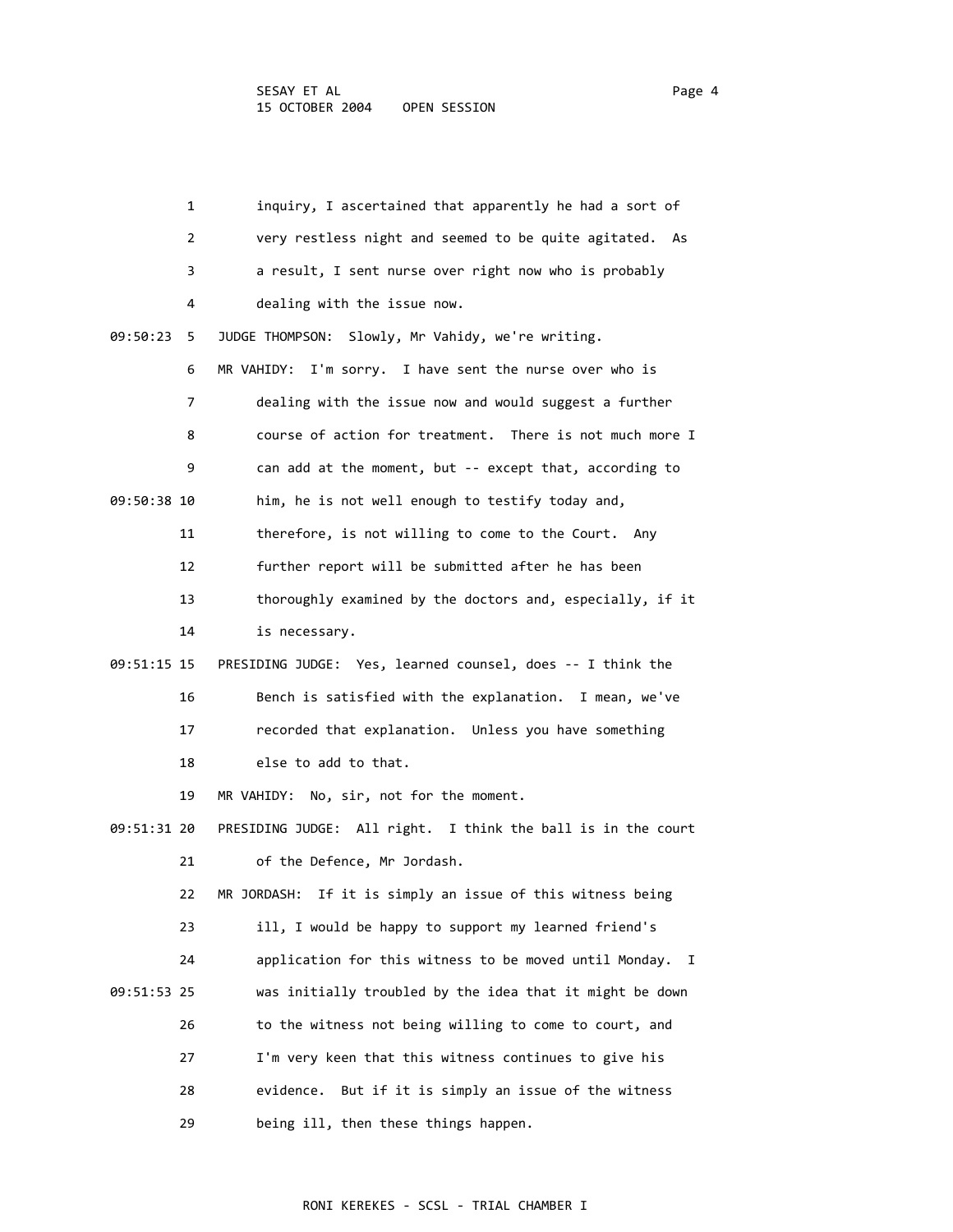inquiry, I ascertained that apparently he had a sort of very restless night and seemed to be quite agitated. As a result, I sent nurse over right now who is probably dealing with the issue now.

JUDGE THOMPSON: Slowly, Mr Vahidy, we're writing.

MR VAHIDY: I'm sorry. I have sent the nurse over who is dealing with the issue now and would suggest a further course of action for treatment. There is not much more I can add at the moment, but -- except that, according to him, he is not well enough to testify today and, therefore, is not willing to come to the Court. Any further report will be submitted after he has been thoroughly examined by the doctors and, especially, if it is necessary.

PRESIDING JUDGE: Yes, learned counsel, does -- I think the Bench is satisfied with the explanation. I mean, we've recorded that explanation. Unless you have something else to add to that.

MR VAHIDY: No, sir, not for the moment.

PRESIDING JUDGE: All right. I think the ball is in the court of the Defence, Mr Jordash.

MR JORDASH: If it is simply an issue of this witness being ill, I would be happy to support my learned friend's application for this witness to be moved until Monday. I was initially troubled by the idea that it might be down to the witness not being willing to come to court, and I'm very keen that this witness continues to give his evidence. But if it is simply an issue of the witness being ill, then these things happen.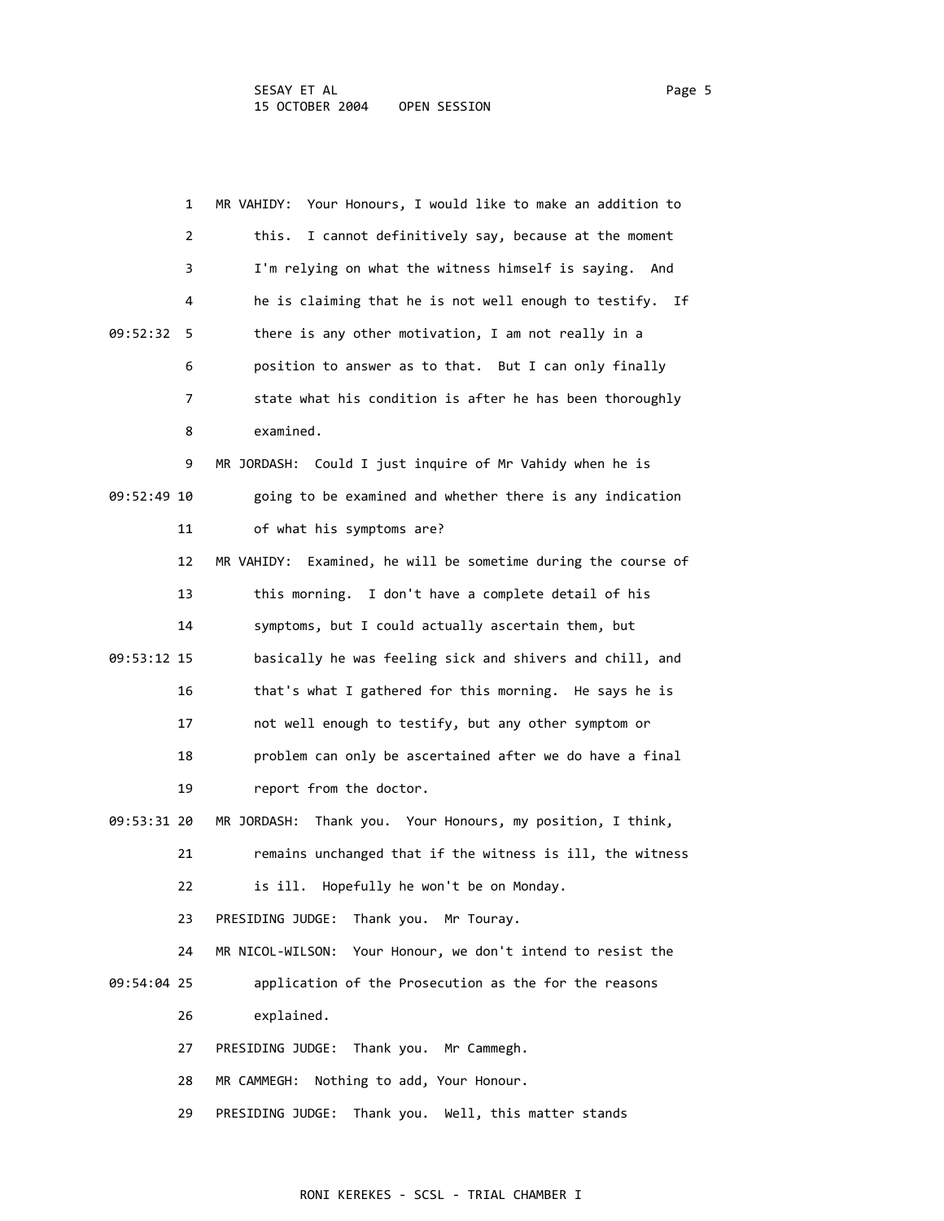MR VAHIDY: Your Honours, I would like to make an addition to this. I cannot definitively say, because at the moment I'm relying on what the witness himself is saying. And he is claiming that he is not well enough to testify. If there is any other motivation, I am not really in a position to answer as to that. But I can only finally state what his condition is after he has been thoroughly examined.

MR JORDASH: Could I just inquire of Mr Vahidy when he is going to be examined and whether there is any indication of what his symptoms are?

MR VAHIDY: Examined, he will be sometime during the course of this morning. I don't have a complete detail of his symptoms, but I could actually ascertain them, but basically he was feeling sick and shivers and chill, and that's what I gathered for this morning. He says he is not well enough to testify, but any other symptom or problem can only be ascertained after we do have a final report from the doctor.

MR JORDASH: Thank you. Your Honours, my position, I think, remains unchanged that if the witness is ill, the witness is ill. Hopefully he won't be on Monday.

PRESIDING JUDGE: Thank you. Mr Touray.

MR NICOL-WILSON: Your Honour, we don't intend to resist the application of the Prosecution as the for the reasons explained.

PRESIDING JUDGE: Thank you. Mr Cammegh.

MR CAMMEGH: Nothing to add, Your Honour.

PRESIDING JUDGE: Thank you. Well, this matter stands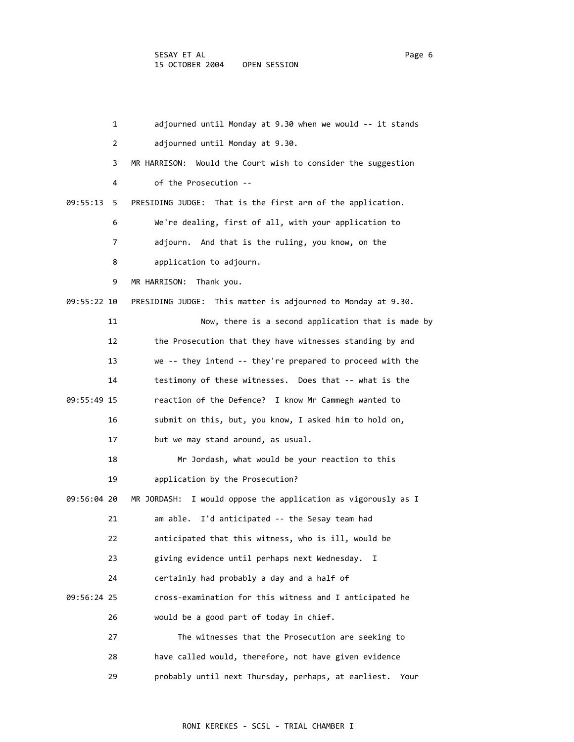adjourned until Monday at 9.30 when we would -- it stands adjourned until Monday at 9.30.

MR HARRISON: Would the Court wish to consider the suggestion of the Prosecution --

PRESIDING JUDGE: That is the first arm of the application. We're dealing, first of all, with your application to adjourn. And that is the ruling, you know, on the application to adjourn.

MR HARRISON: Thank you.

PRESIDING JUDGE: This matter is adjourned to Monday at 9.30.

Now, there is a second application that is made by the Prosecution that they have witnesses standing by and we -- they intend -- they're prepared to proceed with the testimony of these witnesses. Does that -- what is the reaction of the Defence? I know Mr Cammegh wanted to submit on this, but, you know, I asked him to hold on, but we may stand around, as usual.

Mr Jordash, what would be your reaction to this application by the Prosecution?

MR JORDASH: I would oppose the application as vigorously as I am able. I'd anticipated -- the Sesay team had anticipated that this witness, who is ill, would be giving evidence until perhaps next Wednesday. I certainly had probably a day and a half of cross-examination for this witness and I anticipated he would be a good part of today in chief.

The witnesses that the Prosecution are seeking to have called would, therefore, not have given evidence probably until next Thursday, perhaps, at earliest. Your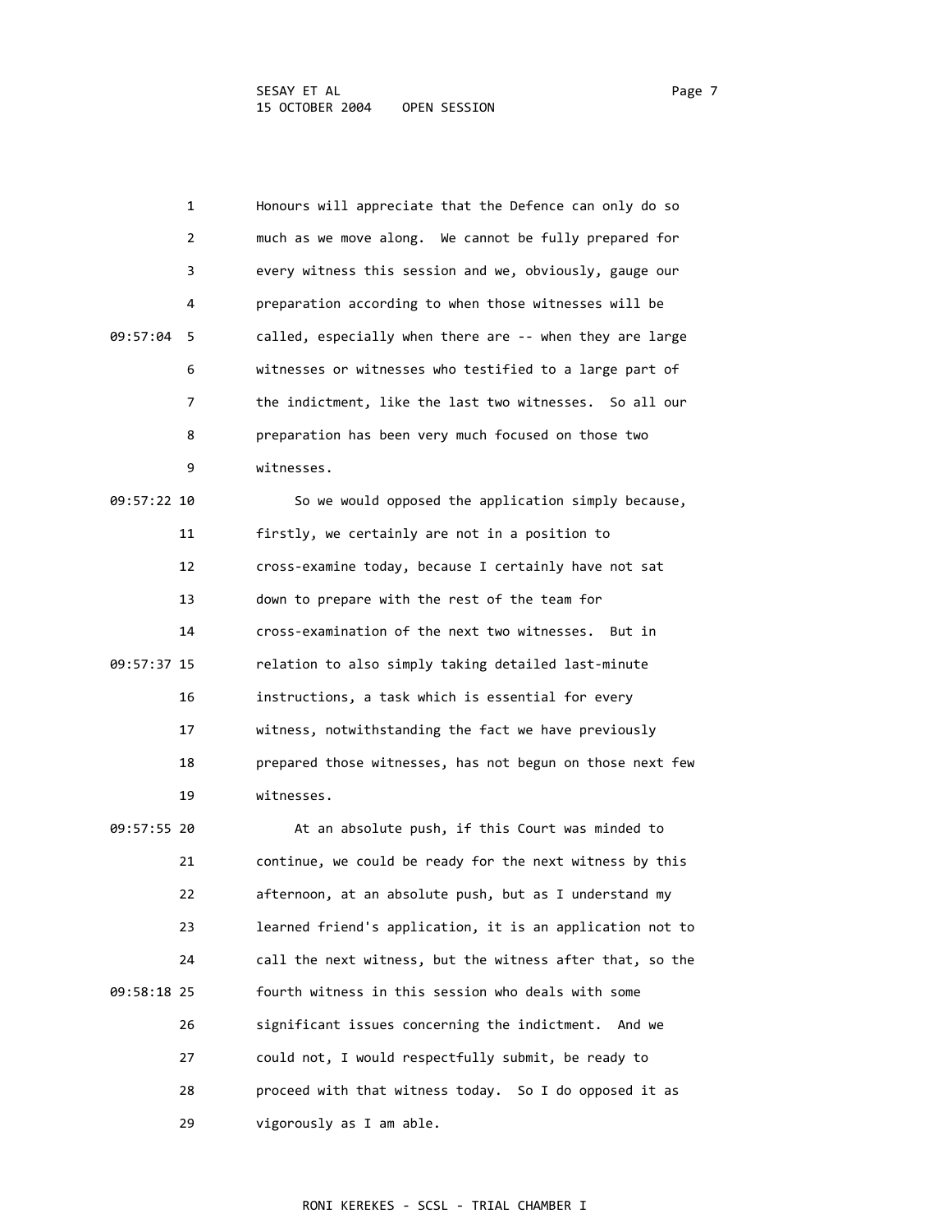Honours will appreciate that the Defence can only do so much as we move along. We cannot be fully prepared for every witness this session and we, obviously, gauge our preparation according to when those witnesses will be called, especially when there are -- when they are large witnesses or witnesses who testified to a large part of the indictment, like the last two witnesses. So all our preparation has been very much focused on those two witnesses.

So we would opposed the application simply because, firstly, we certainly are not in a position to cross-examine today, because I certainly have not sat down to prepare with the rest of the team for cross-examination of the next two witnesses. But in relation to also simply taking detailed last-minute instructions, a task which is essential for every witness, notwithstanding the fact we have previously prepared those witnesses, has not begun on those next few witnesses.

At an absolute push, if this Court was minded to continue, we could be ready for the next witness by this afternoon, at an absolute push, but as I understand my learned friend's application, it is an application not to call the next witness, but the witness after that, so the fourth witness in this session who deals with some significant issues concerning the indictment. And we could not, I would respectfully submit, be ready to proceed with that witness today. So I do opposed it as vigorously as I am able.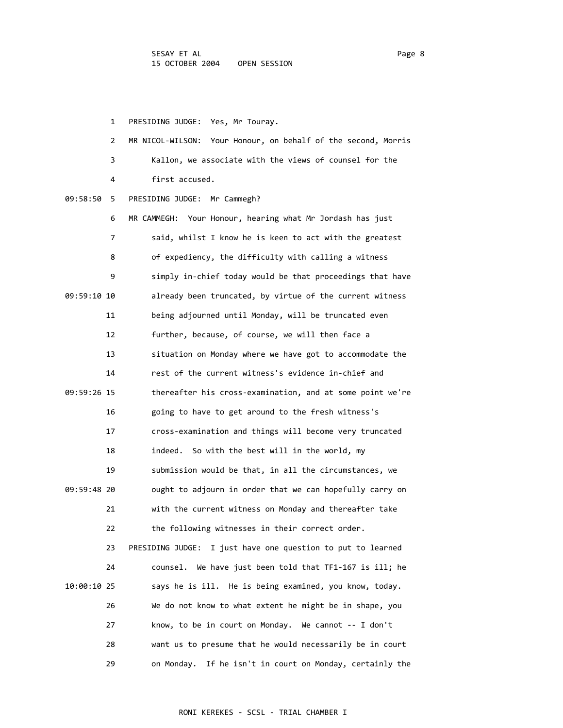PRESIDING JUDGE: Yes, Mr Touray.

MR NICOL-WILSON: Your Honour, on behalf of the second, Morris Kallon, we associate with the views of counsel for the first accused.

PRESIDING JUDGE: Mr Cammegh?

MR CAMMEGH: Your Honour, hearing what Mr Jordash has just said, whilst I know he is keen to act with the greatest of expediency, the difficulty with calling a witness simply in-chief today would be that proceedings that have already been truncated, by virtue of the current witness being adjourned until Monday, will be truncated even further, because, of course, we will then face a situation on Monday where we have got to accommodate the rest of the current witness's evidence in-chief and thereafter his cross-examination, and at some point we're going to have to get around to the fresh witness's cross-examination and things will become very truncated indeed. So with the best will in the world, my submission would be that, in all the circumstances, we ought to adjourn in order that we can hopefully carry on with the current witness on Monday and thereafter take the following witnesses in their correct order.

PRESIDING JUDGE: I just have one question to put to learned counsel. We have just been told that TF1-167 is ill; he says he is ill. He is being examined, you know, today. We do not know to what extent he might be in shape, you know, to be in court on Monday. We cannot -- I don't want us to presume that he would necessarily be in court on Monday. If he isn't in court on Monday, certainly the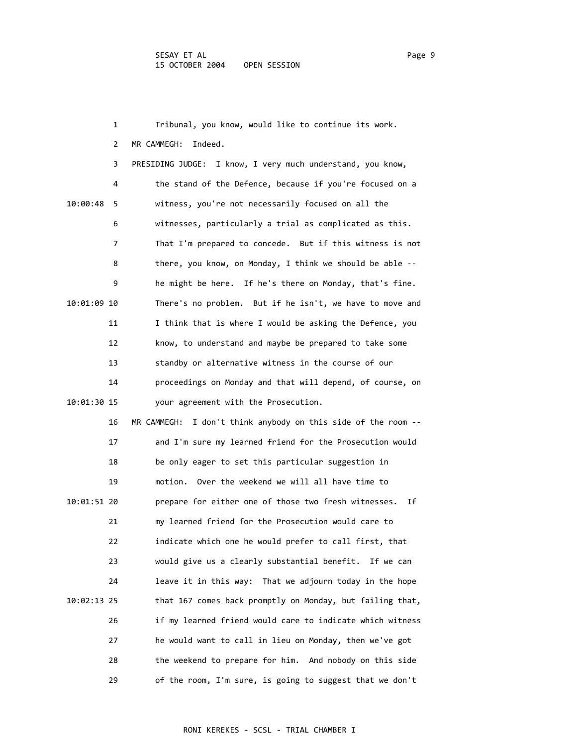1 Tribunal, you know, would like to continue its work.

2 MR CAMMEGH: Indeed.

3 PRESIDING JUDGE: I know, I very much understand, you know,

4 the stand of the Defence, because if you're focused on a

10:00:48 5 witness, you're not necessarily focused on all the

6 witnesses, particularly a trial as complicated as this.

7 That I'm prepared to concede. But if this witness is not

8 there, you know, on Monday, I think we should be able --

9 he might be here. If he's there on Monday, that's fine.

10:01:09 10 There's no problem. But if he isn't, we have to move and

11 I think that is where I would be asking the Defence, you

12 know, to understand and maybe be prepared to take some

13 standby or alternative witness in the course of our

14 proceedings on Monday and that will depend, of course, on

10:01:30 15 your agreement with the Prosecution.

16 MR CAMMEGH: I don't think anybody on this side of the room --

17 and I'm sure my learned friend for the Prosecution would

18 be only eager to set this particular suggestion in

19 motion. Over the weekend we will all have time to

10:01:51 20 prepare for either one of those two fresh witnesses. If

21 my learned friend for the Prosecution would care to

22 indicate which one he would prefer to call first, that

23 would give us a clearly substantial benefit. If we can

24 leave it in this way: That we adjourn today in the hope

10:02:13 25 that 167 comes back promptly on Monday, but failing that,

26 if my learned friend would care to indicate which witness

27 he would want to call in lieu on Monday, then we've got

28 the weekend to prepare for him. And nobody on this side

29 of the room, I'm sure, is going to suggest that we don't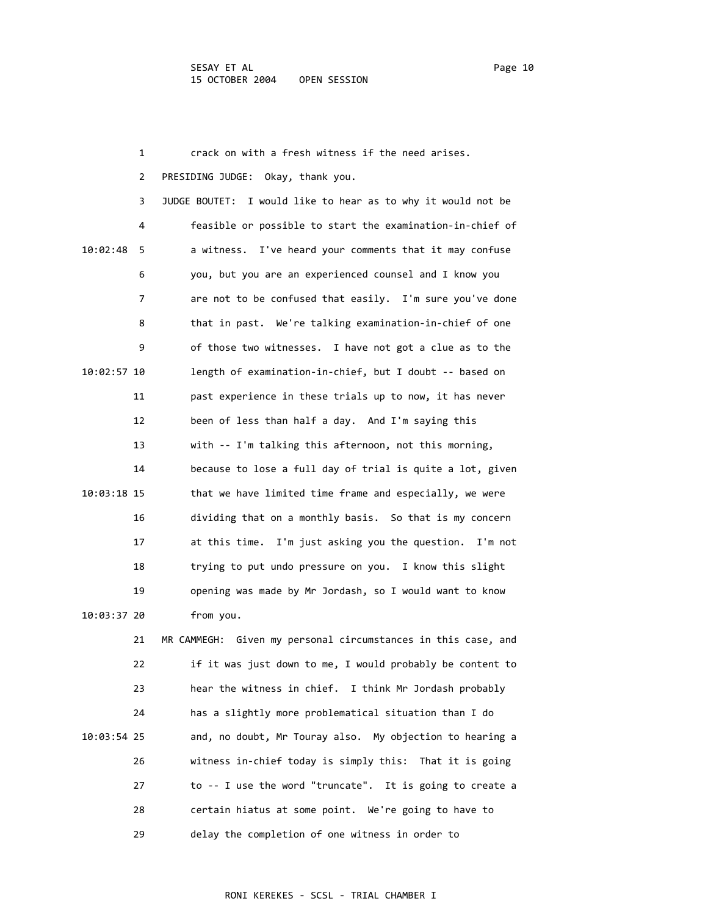crack on with a fresh witness if the need arises.

PRESIDING JUDGE: Okay, thank you.

JUDGE BOUTET: I would like to hear as to why it would not be feasible or possible to start the examination-in-chief of a witness. I've heard your comments that it may confuse you, but you are an experienced counsel and I know you are not to be confused that easily. I'm sure you've done that in past. We're talking examination-in-chief of one of those two witnesses. I have not got a clue as to the length of examination-in-chief, but I doubt -- based on past experience in these trials up to now, it has never been of less than half a day. And I'm saying this with -- I'm talking this afternoon, not this morning, because to lose a full day of trial is quite a lot, given that we have limited time frame and especially, we were dividing that on a monthly basis. So that is my concern at this time. I'm just asking you the question. I'm not trying to put undo pressure on you. I know this slight opening was made by Mr Jordash, so I would want to know from you.

MR CAMMEGH: Given my personal circumstances in this case, and if it was just down to me, I would probably be content to hear the witness in chief. I think Mr Jordash probably has a slightly more problematical situation than I do and, no doubt, Mr Touray also. My objection to hearing a witness in-chief today is simply this: That it is going to -- I use the word "truncate". It is going to create a certain hiatus at some point. We're going to have to delay the completion of one witness in order to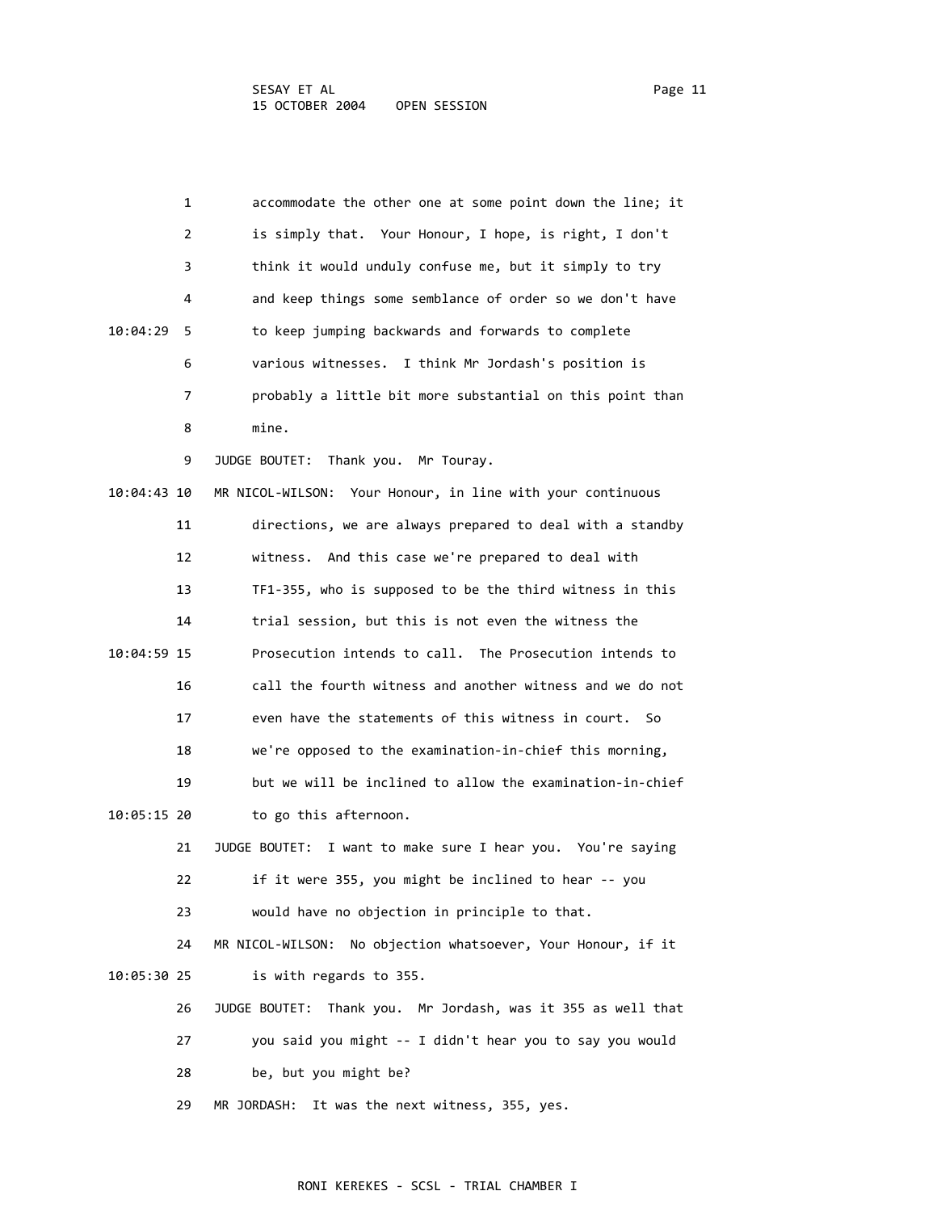1 accommodate the other one at some point down the line; it

2 is simply that. Your Honour, I hope, is right, I don't

3 think it would unduly confuse me, but it simply to try

4 and keep things some semblance of order so we don't have

10:04:29 5 to keep jumping backwards and forwards to complete

6 various witnesses. I think Mr Jordash's position is

7 probably a little bit more substantial on this point than

8 mine.

9 JUDGE BOUTET: Thank you. Mr Touray.

10:04:43 10 MR NICOL-WILSON: Your Honour, in line with your continuous

11 directions, we are always prepared to deal with a standby

12 witness. And this case we're prepared to deal with

13 TF1-355, who is supposed to be the third witness in this

14 trial session, but this is not even the witness the

10:04:59 15 Prosecution intends to call. The Prosecution intends to

16 call the fourth witness and another witness and we do not

17 even have the statements of this witness in court. So

18 we're opposed to the examination-in-chief this morning,

19 but we will be inclined to allow the examination-in-chief

10:05:15 20 to go this afternoon.

21 JUDGE BOUTET: I want to make sure I hear you. You're saying

22 if it were 355, you might be inclined to hear -- you

23 would have no objection in principle to that.

24 MR NICOL-WILSON: No objection whatsoever, Your Honour, if it

10:05:30 25 is with regards to 355.

26 JUDGE BOUTET: Thank you. Mr Jordash, was it 355 as well that

27 you said you might -- I didn't hear you to say you would

28 be, but you might be?

29 MR JORDASH: It was the next witness, 355, yes.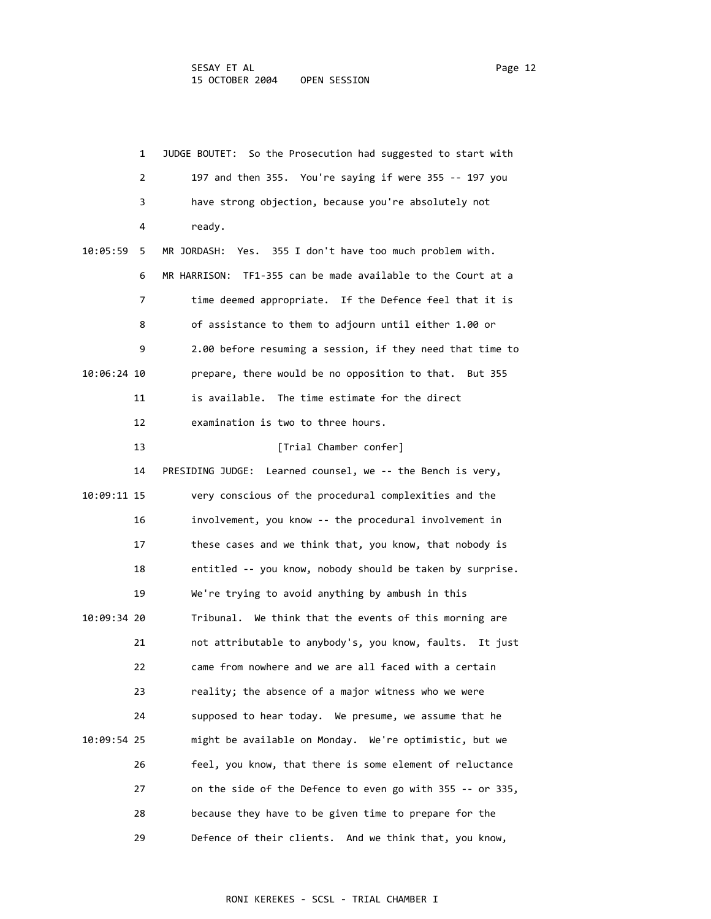1 JUDGE BOUTET: So the Prosecution had suggested to start with
2 197 and then 355. You're saying if were 355 -- 197 you
3 have strong objection, because you're absolutely not
4 ready.

10:05:59 5 MR JORDASH: Yes. 355 I don't have too much problem with.

6 MR HARRISON: TF1-355 can be made available to the Court at a
7 time deemed appropriate. If the Defence feel that it is
8 of assistance to them to adjourn until either 1.00 or
9 2.00 before resuming a session, if they need that time to

10:06:24 10 prepare, there would be no opposition to that. But 355
11 is available. The time estimate for the direct
12 examination is two to three hours.

13 [Trial Chamber confer]

14 PRESIDING JUDGE: Learned counsel, we -- the Bench is very,

10:09:11 15 very conscious of the procedural complexities and the
16 involvement, you know -- the procedural involvement in
17 these cases and we think that, you know, that nobody is
18 entitled -- you know, nobody should be taken by surprise.
19 We're trying to avoid anything by ambush in this

10:09:34 20 Tribunal. We think that the events of this morning are
21 not attributable to anybody's, you know, faults. It just
22 came from nowhere and we are all faced with a certain
23 reality; the absence of a major witness who we were
24 supposed to hear today. We presume, we assume that he

10:09:54 25 might be available on Monday. We're optimistic, but we
26 feel, you know, that there is some element of reluctance
27 on the side of the Defence to even go with 355 -- or 335,
28 because they have to be given time to prepare for the
29 Defence of their clients. And we think that, you know,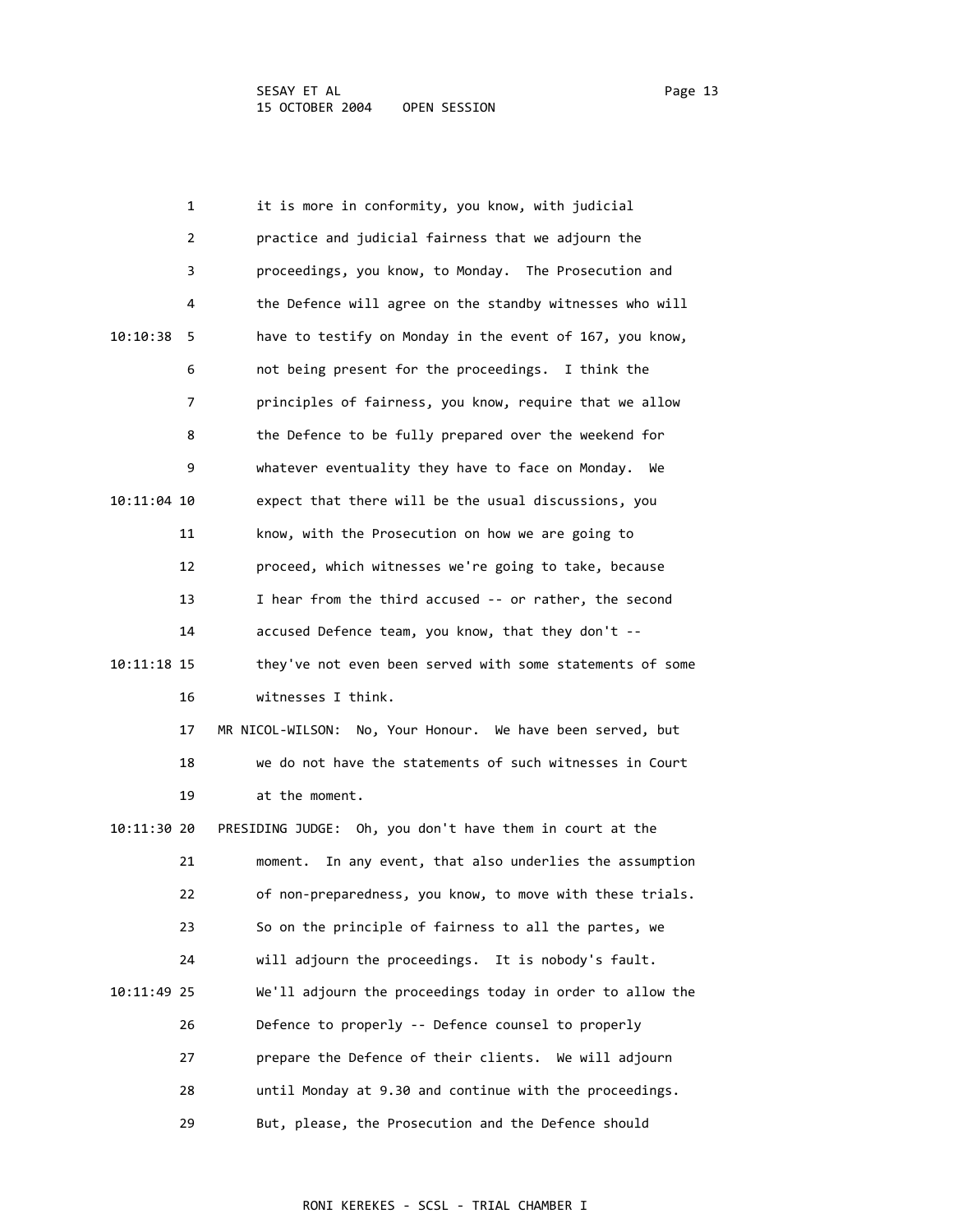it is more in conformity, you know, with judicial practice and judicial fairness that we adjourn the proceedings, you know, to Monday. The Prosecution and the Defence will agree on the standby witnesses who will have to testify on Monday in the event of 167, you know, not being present for the proceedings. I think the principles of fairness, you know, require that we allow the Defence to be fully prepared over the weekend for whatever eventuality they have to face on Monday. We expect that there will be the usual discussions, you know, with the Prosecution on how we are going to proceed, which witnesses we're going to take, because I hear from the third accused -- or rather, the second accused Defence team, you know, that they don't -- they've not even been served with some statements of some witnesses I think.

MR NICOL-WILSON: No, Your Honour. We have been served, but we do not have the statements of such witnesses in Court at the moment.

PRESIDING JUDGE: Oh, you don't have them in court at the moment. In any event, that also underlies the assumption of non-preparedness, you know, to move with these trials. So on the principle of fairness to all the partes, we will adjourn the proceedings. It is nobody's fault. We'll adjourn the proceedings today in order to allow the Defence to properly -- Defence counsel to properly prepare the Defence of their clients. We will adjourn until Monday at 9.30 and continue with the proceedings. But, please, the Prosecution and the Defence should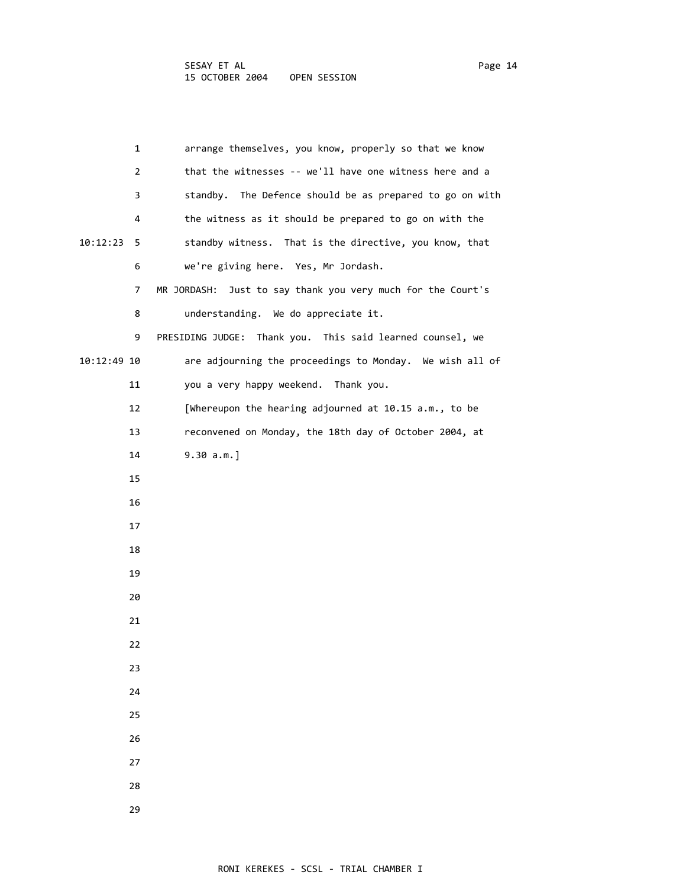arrange themselves, you know, properly so that we know that the witnesses -- we'll have one witness here and a standby. The Defence should be as prepared to go on with the witness as it should be prepared to go on with the standby witness. That is the directive, you know, that we're giving here. Yes, Mr Jordash.

MR JORDASH: Just to say thank you very much for the Court's understanding. We do appreciate it.

PRESIDING JUDGE: Thank you. This said learned counsel, we are adjourning the proceedings to Monday. We wish all of you a very happy weekend. Thank you.

[Whereupon the hearing adjourned at 10.15 a.m., to be reconvened on Monday, the 18th day of October 2004, at 9.30 a.m.]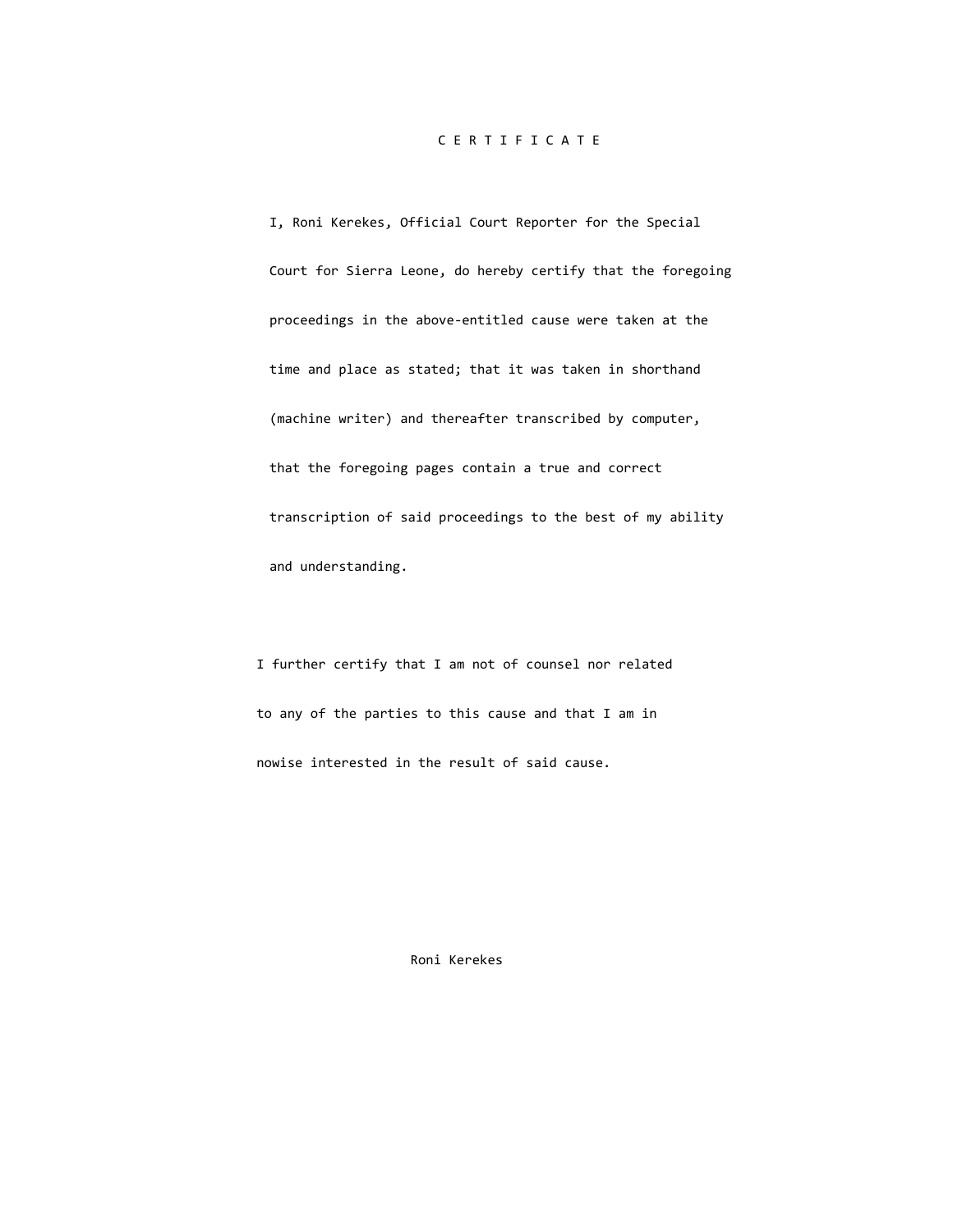# C E R T I F I C A T E

I, Roni Kerekes, Official Court Reporter for the Special Court for Sierra Leone, do hereby certify that the foregoing proceedings in the above-entitled cause were taken at the time and place as stated; that it was taken in shorthand (machine writer) and thereafter transcribed by computer, that the foregoing pages contain a true and correct transcription of said proceedings to the best of my ability and understanding.

I further certify that I am not of counsel nor related to any of the parties to this cause and that I am in nowise interested in the result of said cause.

Roni Kerekes